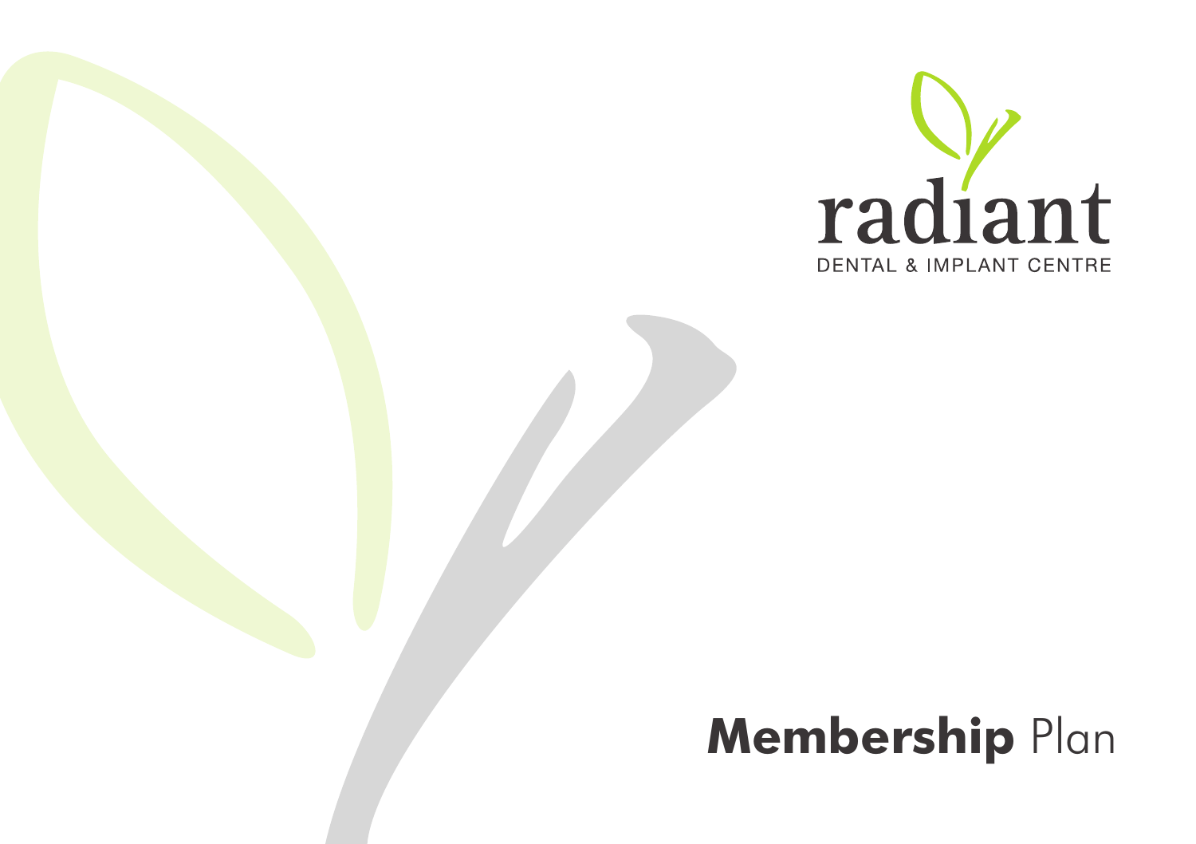radiant

DENTAL & IMPLANT CENTRE

# **Membership** Plan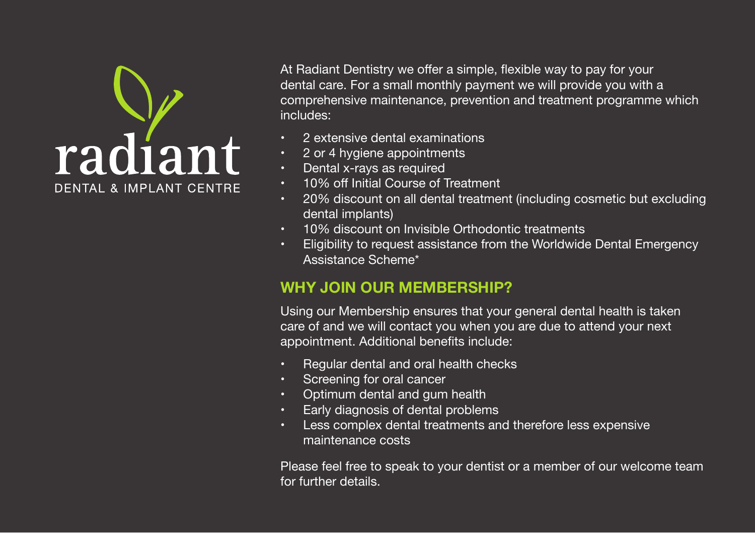radiant

DENTAL & IMPLANT CENTRE

At Radiant Dentistry we offer a simple, flexible way to pay for your dental care. For a small monthly payment we will provide you with a comprehensive maintenance, prevention and treatment programme which includes:

- 2 extensive dental examinations
- 2 or 4 hygiene appointments
- Dental x-rays as required
- 10% off Initial Course of Treatment
- 20% discount on all dental treatment (including cosmetic but excluding dental implants)
- 10% discount on Invisible Orthodontic treatments
- Eligibility to request assistance from the Worldwide Dental Emergency Assistance Scheme*

## WHY JOIN OUR MEMBERSHIP?

Using our Membership ensures that your general dental health is taken care of and we will contact you when you are due to attend your next appointment. Additional benefits include:

- Regular dental and oral health checks
- Screening for oral cancer
- Optimum dental and gum health
- Early diagnosis of dental problems
- Less complex dental treatments and therefore less expensive maintenance costs

Please feel free to speak to your dentist or a member of our welcome team for further details.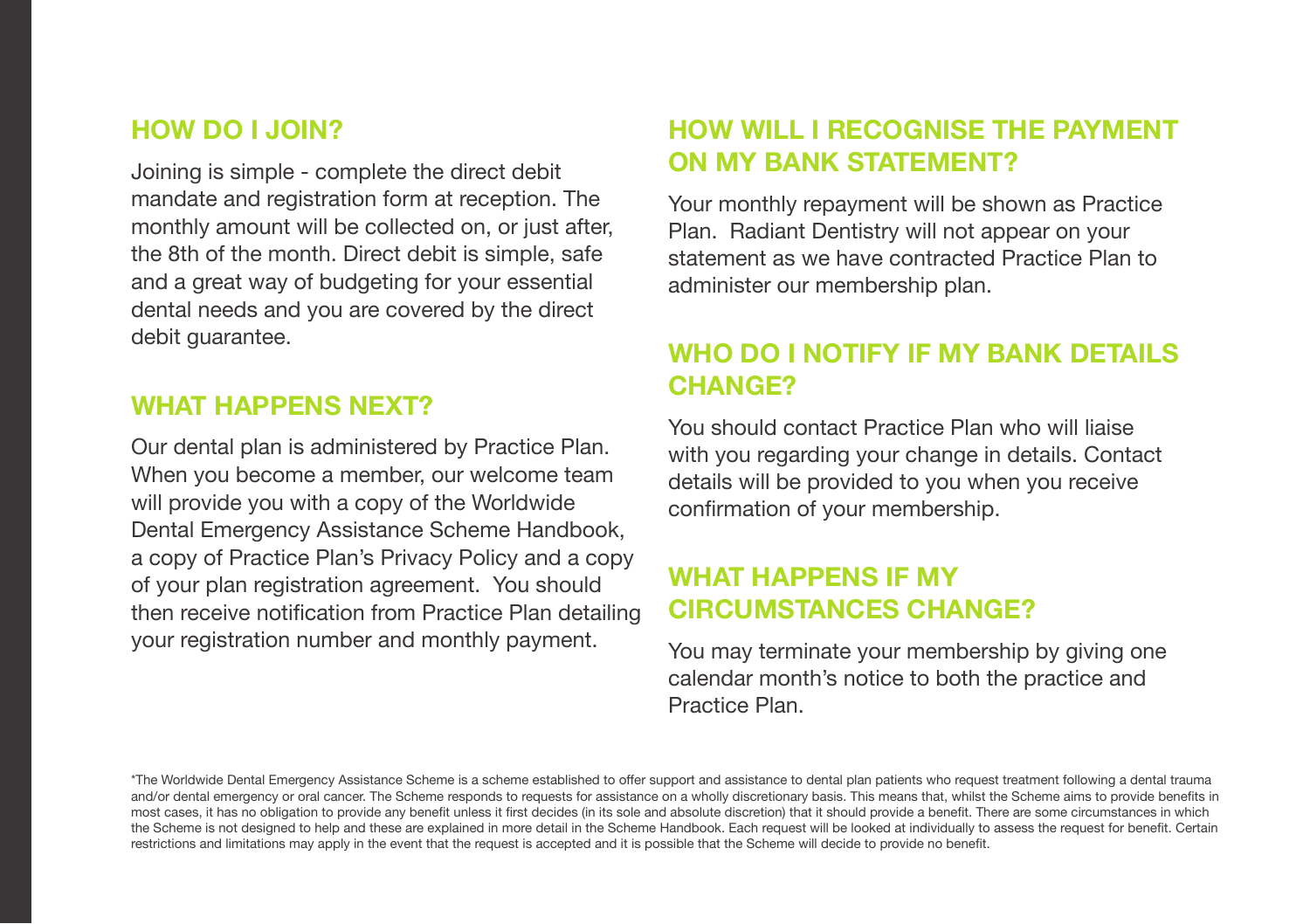## HOW DO I JOIN?

Joining is simple - complete the direct debit mandate and registration form at reception. The monthly amount will be collected on, or just after, the 8th of the month. Direct debit is simple, safe and a great way of budgeting for your essential dental needs and you are covered by the direct debit guarantee.

## WHAT HAPPENS NEXT?

Our dental plan is administered by Practice Plan. When you become a member, our welcome team will provide you with a copy of the Worldwide Dental Emergency Assistance Scheme Handbook, a copy of Practice Plan's Privacy Policy and a copy of your plan registration agreement. You should then receive notification from Practice Plan detailing your registration number and monthly payment.

## HOW WILL I RECOGNISE THE PAYMENT ON MY BANK STATEMENT?

Your monthly repayment will be shown as Practice Plan. Radiant Dentistry will not appear on your statement as we have contracted Practice Plan to administer our membership plan.

## WHO DO I NOTIFY IF MY BANK DETAILS CHANGE?

You should contact Practice Plan who will liaise with you regarding your change in details. Contact details will be provided to you when you receive confirmation of your membership.

## WHAT HAPPENS IF MY CIRCUMSTANCES CHANGE?

You may terminate your membership by giving one calendar month's notice to both the practice and Practice Plan.

*The Worldwide Dental Emergency Assistance Scheme is a scheme established to offer support and assistance to dental plan patients who request treatment following a dental trauma and/or dental emergency or oral cancer. The Scheme responds to requests for assistance on a wholly discretionary basis. This means that, whilst the Scheme aims to provide benefits in most cases, it has no obligation to provide any benefit unless it first decides (in its sole and absolute discretion) that it should provide a benefit. There are some circumstances in which the Scheme is not designed to help and these are explained in more detail in the Scheme Handbook. Each request will be looked at individually to assess the request for benefit. Certain restrictions and limitations may apply in the event that the request is accepted and it is possible that the Scheme will decide to provide no benefit.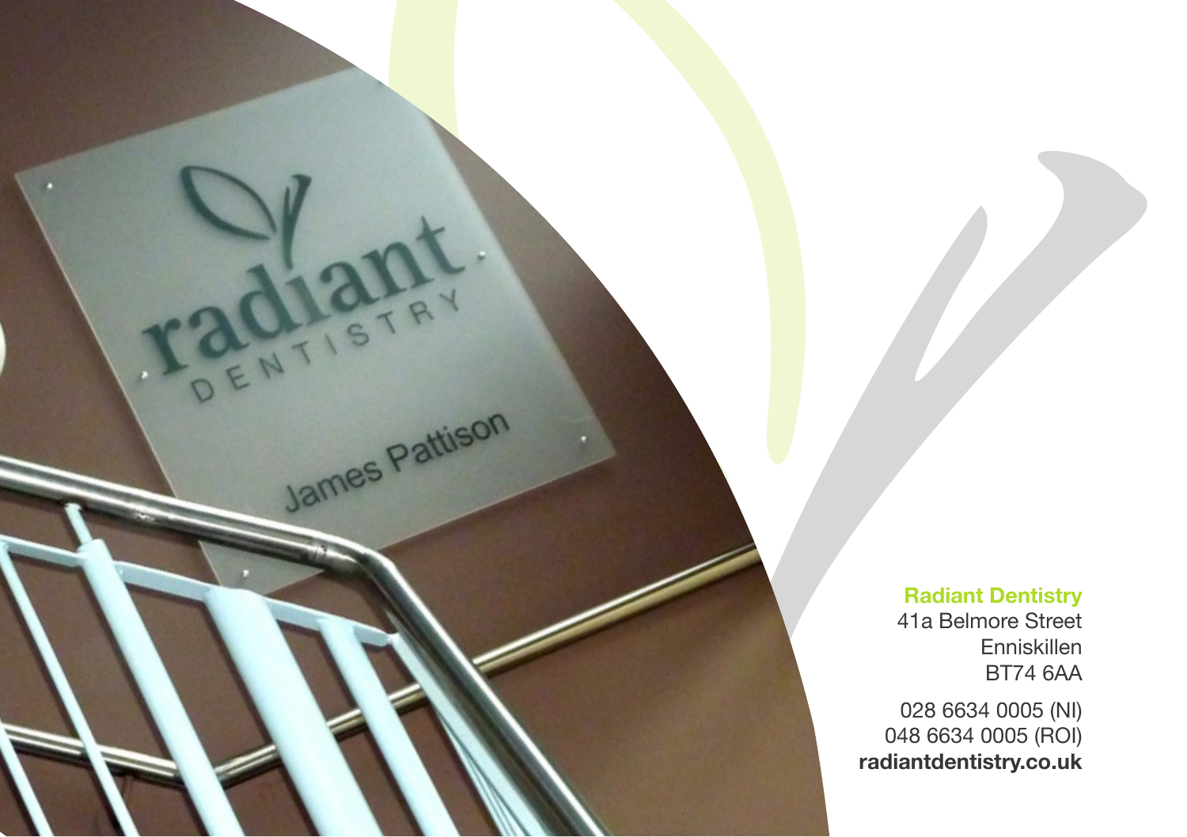**Radiant Dentistry**
41a Belmore Street
Enniskillen
BT74 6AA

028 6634 0005 (NI)
048 6634 0005 (ROI)
**radiantdentistry.co.uk**